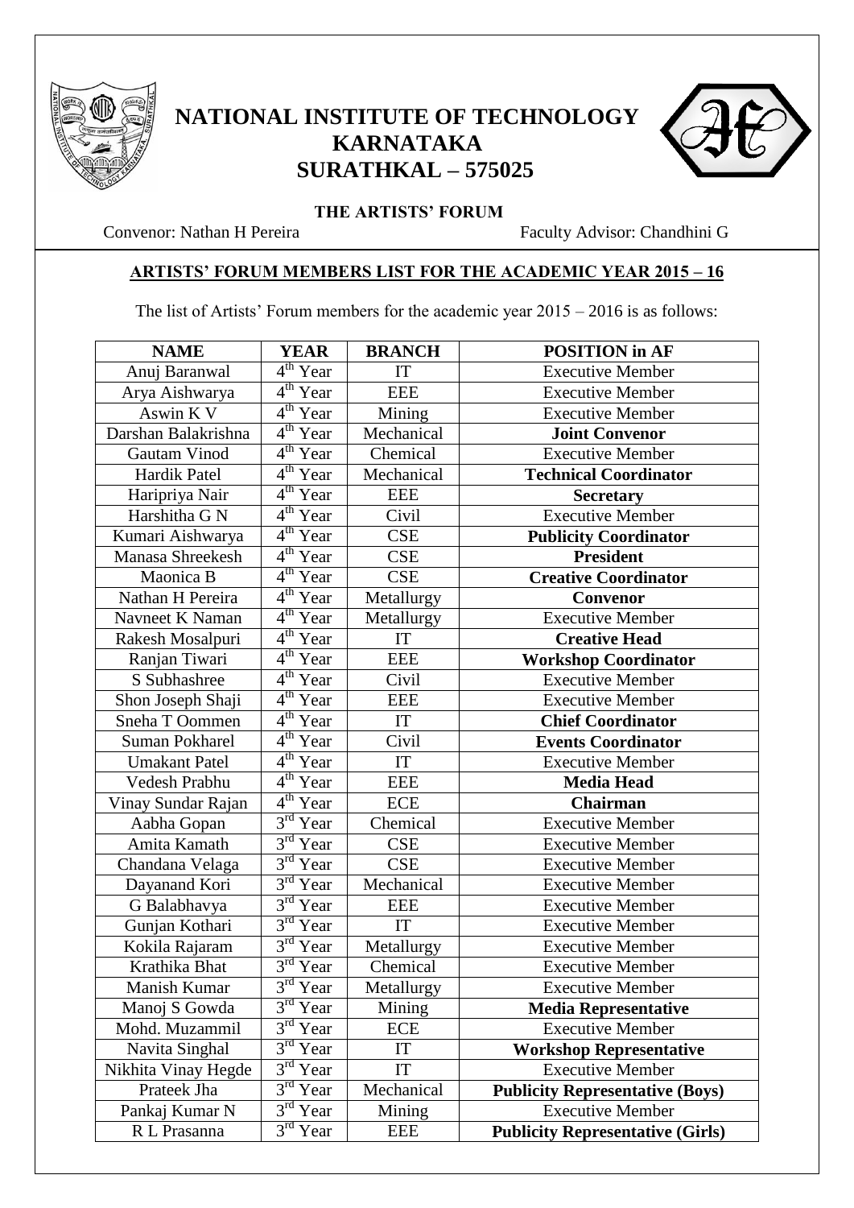# NATIONAL INSTITUTE OF TECHNOLOGY KARNATAKA SURATHKAL – 575025

## THE ARTISTS' FORUM

Convenor: Nathan H Pereira

Faculty Advisor: Chandhini G

### ARTISTS' FORUM MEMBERS LIST FOR THE ACADEMIC YEAR 2015 – 16

The list of Artists' Forum members for the academic year 2015 – 2016 is as follows:

| NAME | YEAR | BRANCH | POSITION in AF |
|---|---|---|---|
| Anuj Baranwal | 4th Year | IT | Executive Member |
| Arya Aishwarya | 4th Year | EEE | Executive Member |
| Aswin K V | 4th Year | Mining | Executive Member |
| Darshan Balakrishna | 4th Year | Mechanical | **Joint Convenor** |
| Gautam Vinod | 4th Year | Chemical | Executive Member |
| Hardik Patel | 4th Year | Mechanical | **Technical Coordinator** |
| Haripriya Nair | 4th Year | EEE | **Secretary** |
| Harshitha G N | 4th Year | Civil | Executive Member |
| Kumari Aishwarya | 4th Year | CSE | **Publicity Coordinator** |
| Manasa Shreekesh | 4th Year | CSE | **President** |
| Maonica B | 4th Year | CSE | **Creative Coordinator** |
| Nathan H Pereira | 4th Year | Metallurgy | **Convenor** |
| Navneet K Naman | 4th Year | Metallurgy | Executive Member |
| Rakesh Mosalpuri | 4th Year | IT | **Creative Head** |
| Ranjan Tiwari | 4th Year | EEE | **Workshop Coordinator** |
| S Subhashree | 4th Year | Civil | Executive Member |
| Shon Joseph Shaji | 4th Year | EEE | Executive Member |
| Sneha T Oommen | 4th Year | IT | **Chief Coordinator** |
| Suman Pokharel | 4th Year | Civil | **Events Coordinator** |
| Umakant Patel | 4th Year | IT | Executive Member |
| Vedesh Prabhu | 4th Year | EEE | **Media Head** |
| Vinay Sundar Rajan | 4th Year | ECE | **Chairman** |
| Aabha Gopan | 3rd Year | Chemical | Executive Member |
| Amita Kamath | 3rd Year | CSE | Executive Member |
| Chandana Velaga | 3rd Year | CSE | Executive Member |
| Dayanand Kori | 3rd Year | Mechanical | Executive Member |
| G Balabhavya | 3rd Year | EEE | Executive Member |
| Gunjan Kothari | 3rd Year | IT | Executive Member |
| Kokila Rajaram | 3rd Year | Metallurgy | Executive Member |
| Krathika Bhat | 3rd Year | Chemical | Executive Member |
| Manish Kumar | 3rd Year | Metallurgy | Executive Member |
| Manoj S Gowda | 3rd Year | Mining | **Media Representative** |
| Mohd. Muzammil | 3rd Year | ECE | Executive Member |
| Navita Singhal | 3rd Year | IT | **Workshop Representative** |
| Nikhita Vinay Hegde | 3rd Year | IT | Executive Member |
| Prateek Jha | 3rd Year | Mechanical | **Publicity Representative (Boys)** |
| Pankaj Kumar N | 3rd Year | Mining | Executive Member |
| R L Prasanna | 3rd Year | EEE | **Publicity Representative (Girls)** |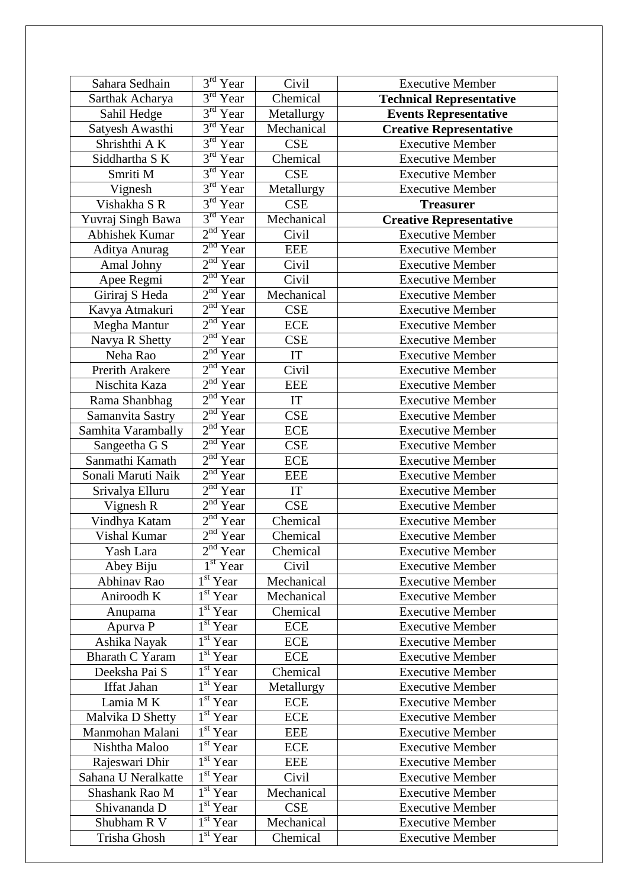| Sahara Sedhain | 3rd Year | Civil | Executive Member |
|---|---|---|---|
| Sarthak Acharya | 3rd Year | Chemical | **Technical Representative** |
| Sahil Hedge | 3rd Year | Metallurgy | **Events Representative** |
| Satyesh Awasthi | 3rd Year | Mechanical | **Creative Representative** |
| Shrishthi A K | 3rd Year | CSE | Executive Member |
| Siddhartha S K | 3rd Year | Chemical | Executive Member |
| Smriti M | 3rd Year | CSE | Executive Member |
| Vignesh | 3rd Year | Metallurgy | Executive Member |
| Vishakha S R | 3rd Year | CSE | **Treasurer** |
| Yuvraj Singh Bawa | 3rd Year | Mechanical | **Creative Representative** |
| Abhishek Kumar | 2nd Year | Civil | Executive Member |
| Aditya Anurag | 2nd Year | EEE | Executive Member |
| Amal Johny | 2nd Year | Civil | Executive Member |
| Apee Regmi | 2nd Year | Civil | Executive Member |
| Giriraj S Heda | 2nd Year | Mechanical | Executive Member |
| Kavya Atmakuri | 2nd Year | CSE | Executive Member |
| Megha Mantur | 2nd Year | ECE | Executive Member |
| Navya R Shetty | 2nd Year | CSE | Executive Member |
| Neha Rao | 2nd Year | IT | Executive Member |
| Prerith Arakere | 2nd Year | Civil | Executive Member |
| Nischita Kaza | 2nd Year | EEE | Executive Member |
| Rama Shanbhag | 2nd Year | IT | Executive Member |
| Samanvita Sastry | 2nd Year | CSE | Executive Member |
| Samhita Varambally | 2nd Year | ECE | Executive Member |
| Sangeetha G S | 2nd Year | CSE | Executive Member |
| Sanmathi Kamath | 2nd Year | ECE | Executive Member |
| Sonali Maruti Naik | 2nd Year | EEE | Executive Member |
| Srivalya Elluru | 2nd Year | IT | Executive Member |
| Vignesh R | 2nd Year | CSE | Executive Member |
| Vindhya Katam | 2nd Year | Chemical | Executive Member |
| Vishal Kumar | 2nd Year | Chemical | Executive Member |
| Yash Lara | 2nd Year | Chemical | Executive Member |
| Abey Biju | 1st Year | Civil | Executive Member |
| Abhinav Rao | 1st Year | Mechanical | Executive Member |
| Aniroodh K | 1st Year | Mechanical | Executive Member |
| Anupama | 1st Year | Chemical | Executive Member |
| Apurva P | 1st Year | ECE | Executive Member |
| Ashika Nayak | 1st Year | ECE | Executive Member |
| Bharath C Yaram | 1st Year | ECE | Executive Member |
| Deeksha Pai S | 1st Year | Chemical | Executive Member |
| Iffat Jahan | 1st Year | Metallurgy | Executive Member |
| Lamia M K | 1st Year | ECE | Executive Member |
| Malvika D Shetty | 1st Year | ECE | Executive Member |
| Manmohan Malani | 1st Year | EEE | Executive Member |
| Nishtha Maloo | 1st Year | ECE | Executive Member |
| Rajeswari Dhir | 1st Year | EEE | Executive Member |
| Sahana U Neralkatte | 1st Year | Civil | Executive Member |
| Shashank Rao M | 1st Year | Mechanical | Executive Member |
| Shivananda D | 1st Year | CSE | Executive Member |
| Shubham R V | 1st Year | Mechanical | Executive Member |
| Trisha Ghosh | 1st Year | Chemical | Executive Member |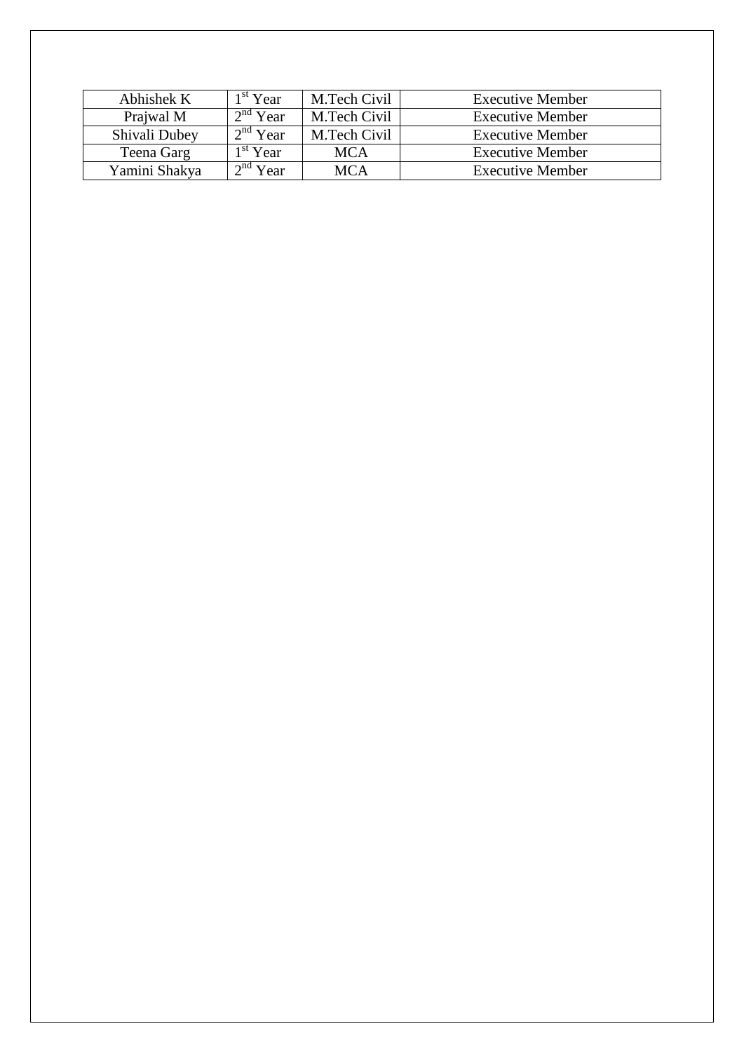| | | | |
|---|---|---|---|
| Abhishek K | $1^{st}$ Year | M.Tech Civil | Executive Member |
| Prajwal M | $2^{nd}$ Year | M.Tech Civil | Executive Member |
| Shivali Dubey | $2^{nd}$ Year | M.Tech Civil | Executive Member |
| Teena Garg | $1^{st}$ Year | MCA | Executive Member |
| Yamini Shakya | $2^{nd}$ Year | MCA | Executive Member |